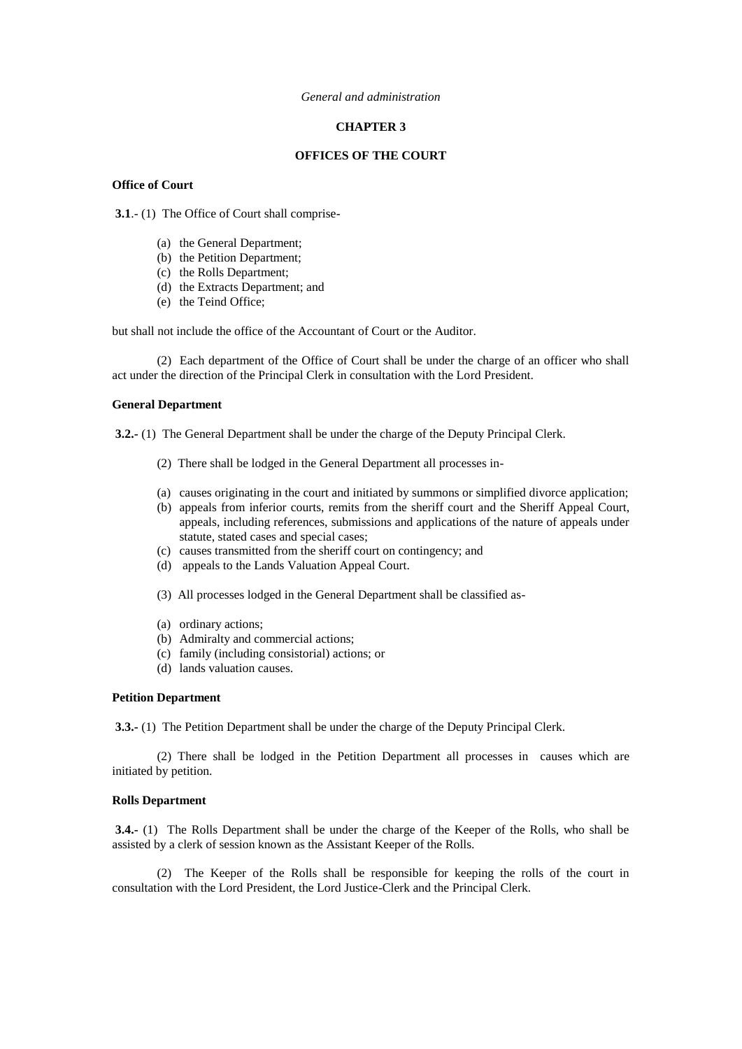*General and administration*

# CHAPTER 3

# OFFICES OF THE COURT

**Office of Court**

**3.1**.- (1) The Office of Court shall comprise-

(a) the General Department;
(b) the Petition Department;
(c) the Rolls Department;
(d) the Extracts Department; and
(e) the Teind Office;

but shall not include the office of the Accountant of Court or the Auditor.

(2) Each department of the Office of Court shall be under the charge of an officer who shall act under the direction of the Principal Clerk in consultation with the Lord President.

**General Department**

**3.2.-** (1) The General Department shall be under the charge of the Deputy Principal Clerk.

(2) There shall be lodged in the General Department all processes in-

(a) causes originating in the court and initiated by summons or simplified divorce application;
(b) appeals from inferior courts, remits from the sheriff court and the Sheriff Appeal Court, appeals, including references, submissions and applications of the nature of appeals under statute, stated cases and special cases;
(c) causes transmitted from the sheriff court on contingency; and
(d) appeals to the Lands Valuation Appeal Court.

(3) All processes lodged in the General Department shall be classified as-

(a) ordinary actions;
(b) Admiralty and commercial actions;
(c) family (including consistorial) actions; or
(d) lands valuation causes.

**Petition Department**

**3.3.-** (1) The Petition Department shall be under the charge of the Deputy Principal Clerk.

(2) There shall be lodged in the Petition Department all processes in causes which are initiated by petition.

**Rolls Department**

**3.4.-** (1) The Rolls Department shall be under the charge of the Keeper of the Rolls, who shall be assisted by a clerk of session known as the Assistant Keeper of the Rolls.

(2) The Keeper of the Rolls shall be responsible for keeping the rolls of the court in consultation with the Lord President, the Lord Justice-Clerk and the Principal Clerk.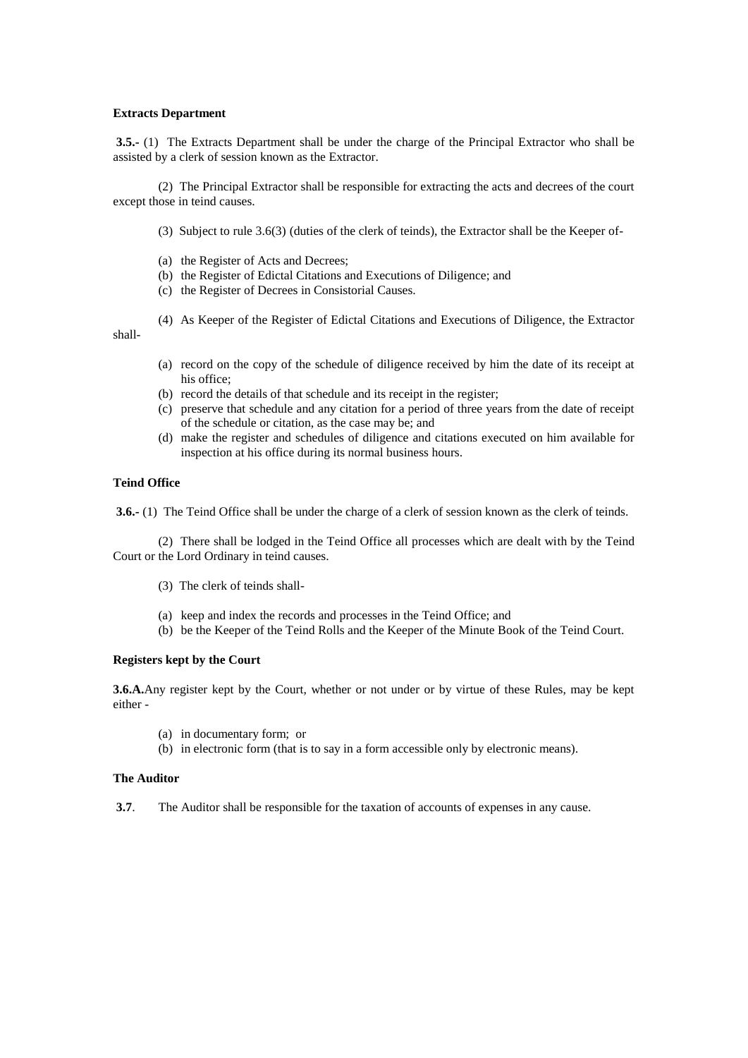**Extracts Department**

**3.5.-** (1) The Extracts Department shall be under the charge of the Principal Extractor who shall be assisted by a clerk of session known as the Extractor.

(2) The Principal Extractor shall be responsible for extracting the acts and decrees of the court except those in teind causes.

(3) Subject to rule 3.6(3) (duties of the clerk of teinds), the Extractor shall be the Keeper of-

(a) the Register of Acts and Decrees;
(b) the Register of Edictal Citations and Executions of Diligence; and
(c) the Register of Decrees in Consistorial Causes.

(4) As Keeper of the Register of Edictal Citations and Executions of Diligence, the Extractor shall-

(a) record on the copy of the schedule of diligence received by him the date of its receipt at his office;
(b) record the details of that schedule and its receipt in the register;
(c) preserve that schedule and any citation for a period of three years from the date of receipt of the schedule or citation, as the case may be; and
(d) make the register and schedules of diligence and citations executed on him available for inspection at his office during its normal business hours.

**Teind Office**

**3.6.-** (1) The Teind Office shall be under the charge of a clerk of session known as the clerk of teinds.

(2) There shall be lodged in the Teind Office all processes which are dealt with by the Teind Court or the Lord Ordinary in teind causes.

(3) The clerk of teinds shall-

(a) keep and index the records and processes in the Teind Office; and
(b) be the Keeper of the Teind Rolls and the Keeper of the Minute Book of the Teind Court.

**Registers kept by the Court**

**3.6.A.** Any register kept by the Court, whether or not under or by virtue of these Rules, may be kept either -

(a) in documentary form; or
(b) in electronic form (that is to say in a form accessible only by electronic means).

**The Auditor**

**3.7**. The Auditor shall be responsible for the taxation of accounts of expenses in any cause.